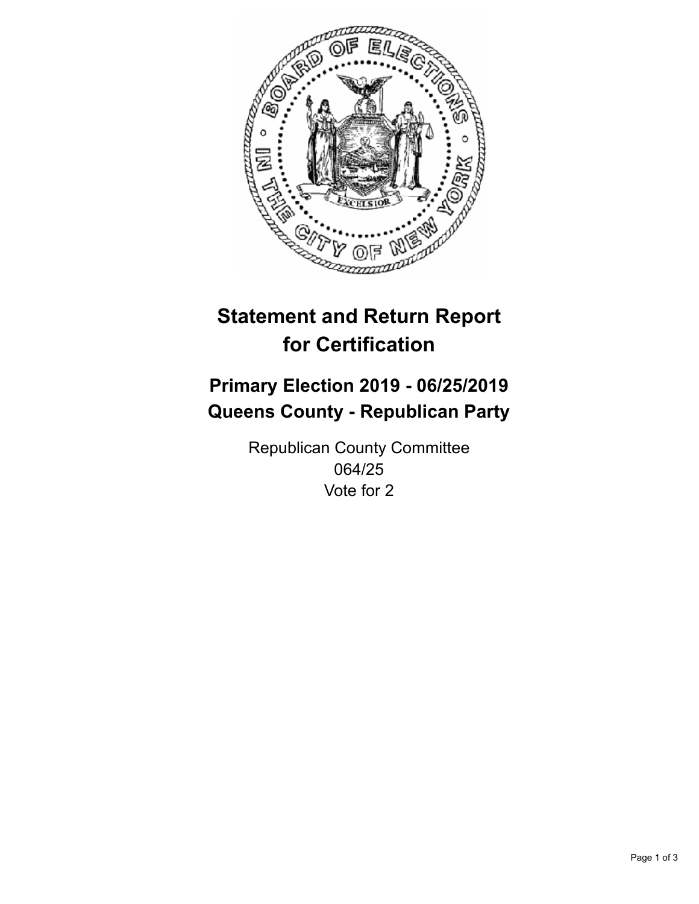# Statement and Return Report for Certification

## Primary Election 2019 - 06/25/2019
## Queens County - Republican Party

Republican County Committee
064/25
Vote for 2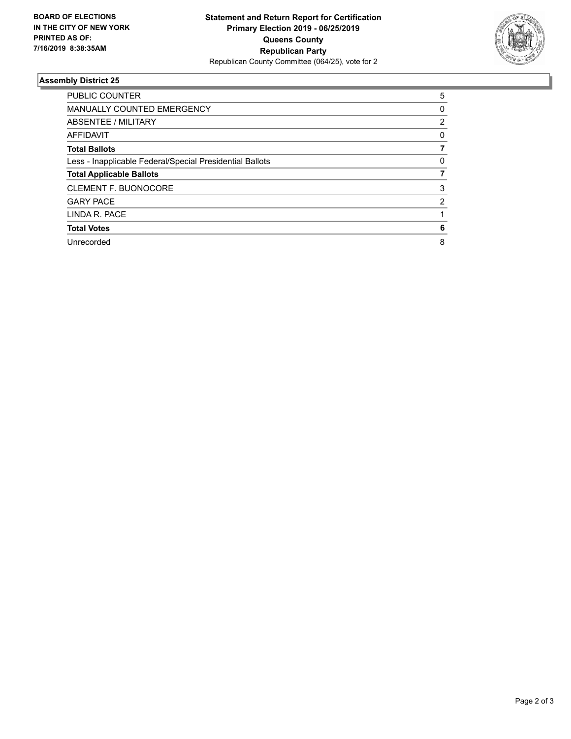**BOARD OF ELECTIONS IN THE CITY OF NEW YORK PRINTED AS OF: 7/16/2019 8:38:35AM**

**Statement and Return Report for Certification**
**Primary Election 2019 - 06/25/2019**
**Queens County**
**Republican Party**
Republican County Committee (064/25), vote for 2

### Assembly District 25

| | |
|---|---|
| PUBLIC COUNTER | 5 |
| MANUALLY COUNTED EMERGENCY | 0 |
| ABSENTEE / MILITARY | 2 |
| AFFIDAVIT | 0 |
| **Total Ballots** | **7** |
| Less - Inapplicable Federal/Special Presidential Ballots | 0 |
| **Total Applicable Ballots** | **7** |
| CLEMENT F. BUONOCORE | 3 |
| GARY PACE | 2 |
| LINDA R. PACE | 1 |
| **Total Votes** | **6** |
| Unrecorded | 8 |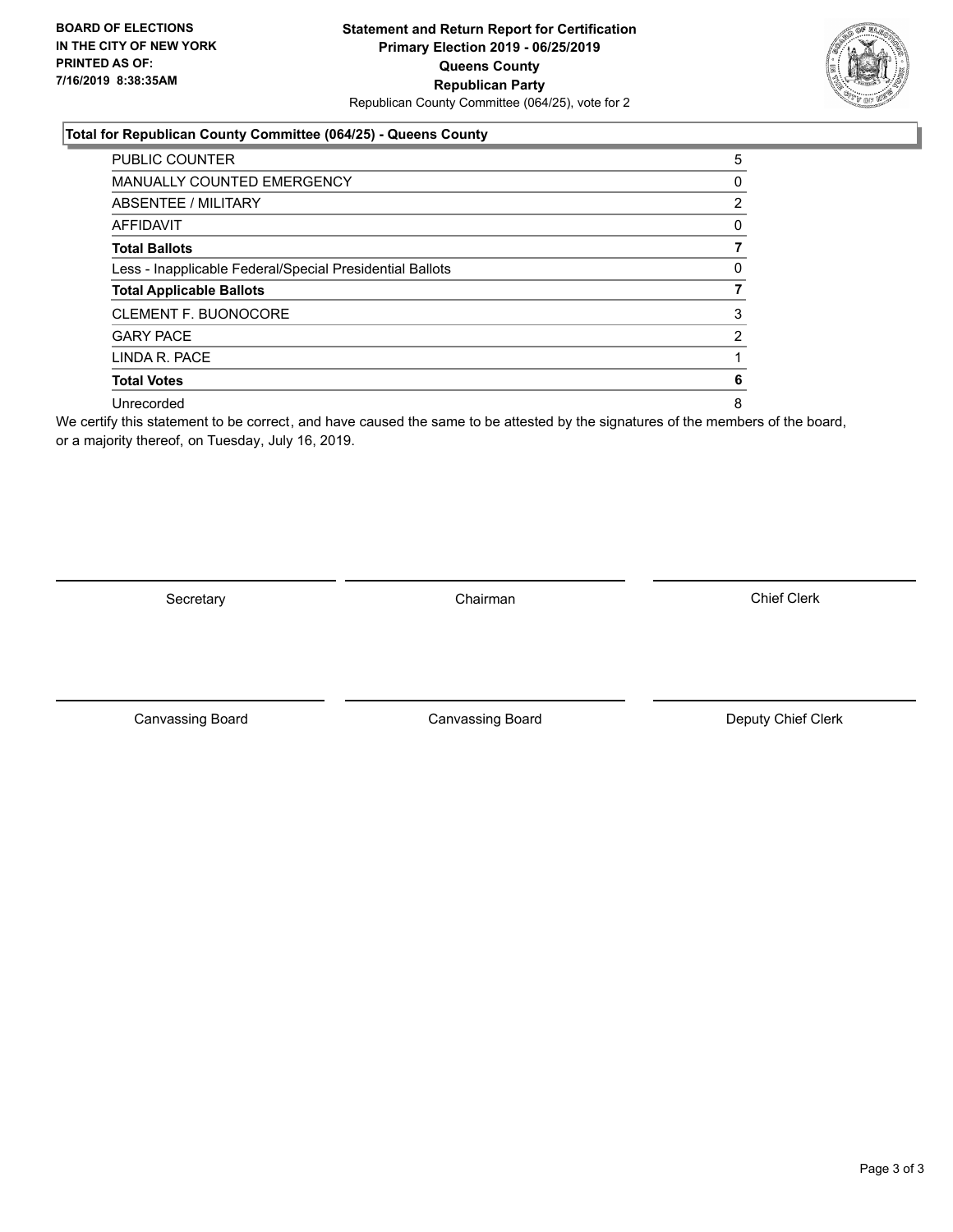**BOARD OF ELECTIONS IN THE CITY OF NEW YORK PRINTED AS OF: 7/16/2019 8:38:35AM**

**Statement and Return Report for Certification Primary Election 2019 - 06/25/2019 Queens County Republican Party**

Republican County Committee (064/25), vote for 2

**Total for Republican County Committee (064/25) - Queens County**

| | |
|---|---|
| PUBLIC COUNTER | 5 |
| MANUALLY COUNTED EMERGENCY | 0 |
| ABSENTEE / MILITARY | 2 |
| AFFIDAVIT | 0 |
| **Total Ballots** | **7** |
| Less - Inapplicable Federal/Special Presidential Ballots | 0 |
| **Total Applicable Ballots** | **7** |
| CLEMENT F. BUONOCORE | 3 |
| GARY PACE | 2 |
| LINDA R. PACE | 1 |
| **Total Votes** | **6** |
| Unrecorded | 8 |

We certify this statement to be correct, and have caused the same to be attested by the signatures of the members of the board, or a majority thereof, on Tuesday, July 16, 2019.

Secretary

Chairman

Chief Clerk

Canvassing Board

Canvassing Board

Deputy Chief Clerk